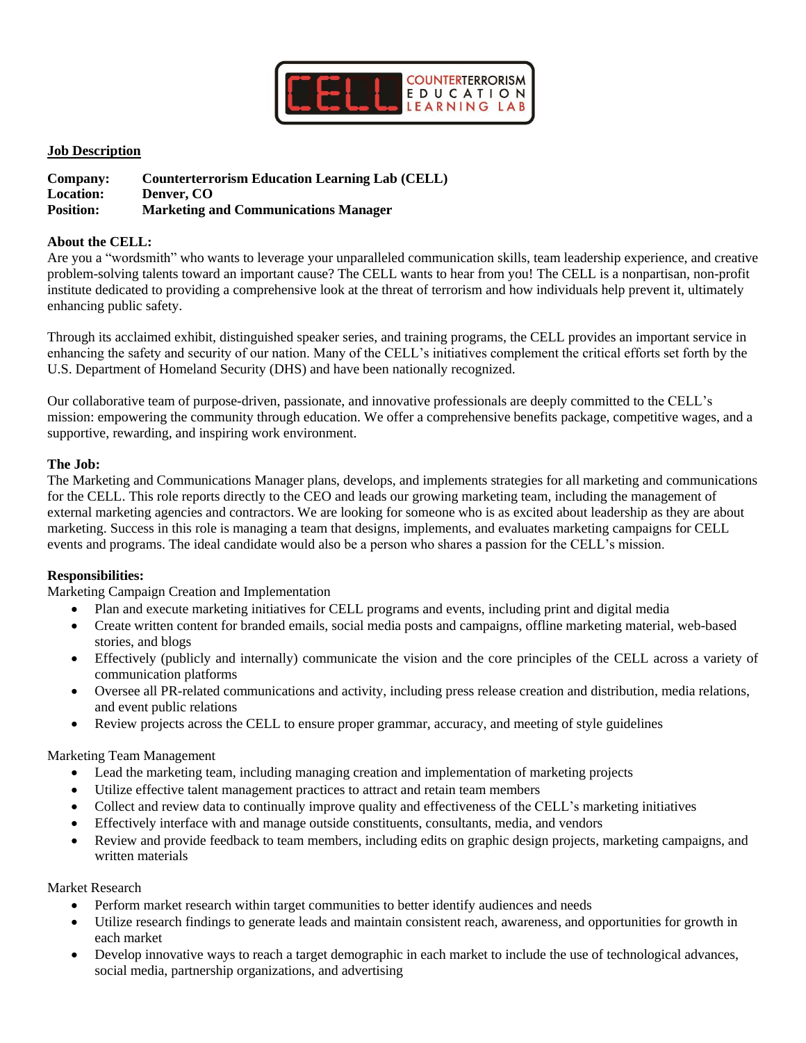**Job Description**

**Company:** **Counterterrorism Education Learning Lab (CELL)**
**Location:** **Denver, CO**
**Position:** **Marketing and Communications Manager**

**About the CELL:**
Are you a "wordsmith" who wants to leverage your unparalleled communication skills, team leadership experience, and creative problem-solving talents toward an important cause? The CELL wants to hear from you! The CELL is a nonpartisan, non-profit institute dedicated to providing a comprehensive look at the threat of terrorism and how individuals help prevent it, ultimately enhancing public safety.

Through its acclaimed exhibit, distinguished speaker series, and training programs, the CELL provides an important service in enhancing the safety and security of our nation. Many of the CELL's initiatives complement the critical efforts set forth by the U.S. Department of Homeland Security (DHS) and have been nationally recognized.

Our collaborative team of purpose-driven, passionate, and innovative professionals are deeply committed to the CELL's mission: empowering the community through education. We offer a comprehensive benefits package, competitive wages, and a supportive, rewarding, and inspiring work environment.

**The Job:**
The Marketing and Communications Manager plans, develops, and implements strategies for all marketing and communications for the CELL. This role reports directly to the CEO and leads our growing marketing team, including the management of external marketing agencies and contractors. We are looking for someone who is as excited about leadership as they are about marketing. Success in this role is managing a team that designs, implements, and evaluates marketing campaigns for CELL events and programs. The ideal candidate would also be a person who shares a passion for the CELL's mission.

**Responsibilities:**
Marketing Campaign Creation and Implementation

- Plan and execute marketing initiatives for CELL programs and events, including print and digital media
- Create written content for branded emails, social media posts and campaigns, offline marketing material, web-based stories, and blogs
- Effectively (publicly and internally) communicate the vision and the core principles of the CELL across a variety of communication platforms
- Oversee all PR-related communications and activity, including press release creation and distribution, media relations, and event public relations
- Review projects across the CELL to ensure proper grammar, accuracy, and meeting of style guidelines

Marketing Team Management

- Lead the marketing team, including managing creation and implementation of marketing projects
- Utilize effective talent management practices to attract and retain team members
- Collect and review data to continually improve quality and effectiveness of the CELL's marketing initiatives
- Effectively interface with and manage outside constituents, consultants, media, and vendors
- Review and provide feedback to team members, including edits on graphic design projects, marketing campaigns, and written materials

Market Research

- Perform market research within target communities to better identify audiences and needs
- Utilize research findings to generate leads and maintain consistent reach, awareness, and opportunities for growth in each market
- Develop innovative ways to reach a target demographic in each market to include the use of technological advances, social media, partnership organizations, and advertising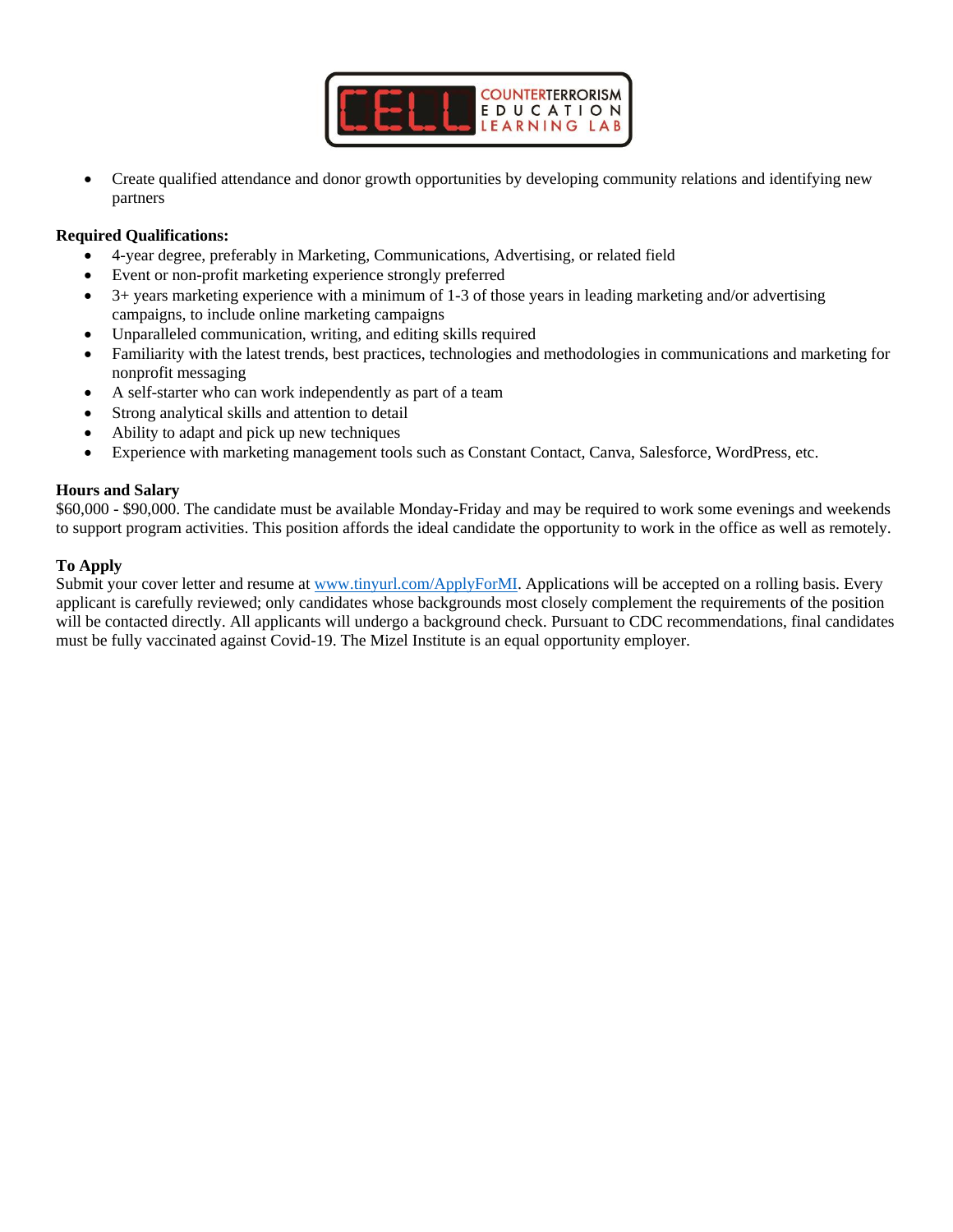- Create qualified attendance and donor growth opportunities by developing community relations and identifying new partners

**Required Qualifications:**

- 4-year degree, preferably in Marketing, Communications, Advertising, or related field
- Event or non-profit marketing experience strongly preferred
- 3+ years marketing experience with a minimum of 1-3 of those years in leading marketing and/or advertising campaigns, to include online marketing campaigns
- Unparalleled communication, writing, and editing skills required
- Familiarity with the latest trends, best practices, technologies and methodologies in communications and marketing for nonprofit messaging
- A self-starter who can work independently as part of a team
- Strong analytical skills and attention to detail
- Ability to adapt and pick up new techniques
- Experience with marketing management tools such as Constant Contact, Canva, Salesforce, WordPress, etc.

**Hours and Salary**

$60,000 - $90,000. The candidate must be available Monday-Friday and may be required to work some evenings and weekends to support program activities. This position affords the ideal candidate the opportunity to work in the office as well as remotely.

**To Apply**

Submit your cover letter and resume at www.tinyurl.com/ApplyForMI. Applications will be accepted on a rolling basis. Every applicant is carefully reviewed; only candidates whose backgrounds most closely complement the requirements of the position will be contacted directly. All applicants will undergo a background check. Pursuant to CDC recommendations, final candidates must be fully vaccinated against Covid-19. The Mizel Institute is an equal opportunity employer.